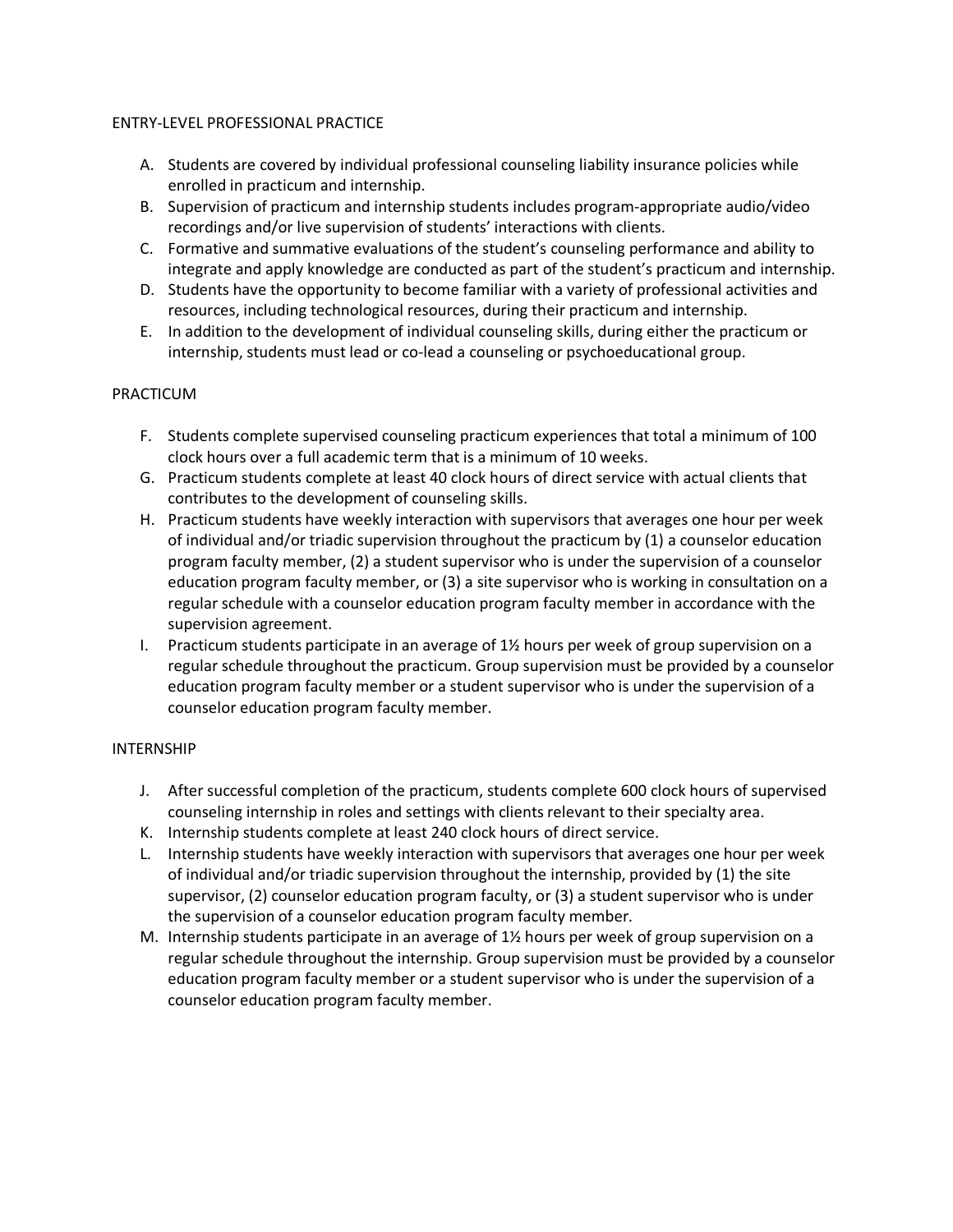ENTRY-LEVEL PROFESSIONAL PRACTICE

A. Students are covered by individual professional counseling liability insurance policies while enrolled in practicum and internship.
B. Supervision of practicum and internship students includes program-appropriate audio/video recordings and/or live supervision of students' interactions with clients.
C. Formative and summative evaluations of the student's counseling performance and ability to integrate and apply knowledge are conducted as part of the student's practicum and internship.
D. Students have the opportunity to become familiar with a variety of professional activities and resources, including technological resources, during their practicum and internship.
E. In addition to the development of individual counseling skills, during either the practicum or internship, students must lead or co-lead a counseling or psychoeducational group.

PRACTICUM

F. Students complete supervised counseling practicum experiences that total a minimum of 100 clock hours over a full academic term that is a minimum of 10 weeks.
G. Practicum students complete at least 40 clock hours of direct service with actual clients that contributes to the development of counseling skills.
H. Practicum students have weekly interaction with supervisors that averages one hour per week of individual and/or triadic supervision throughout the practicum by (1) a counselor education program faculty member, (2) a student supervisor who is under the supervision of a counselor education program faculty member, or (3) a site supervisor who is working in consultation on a regular schedule with a counselor education program faculty member in accordance with the supervision agreement.
I. Practicum students participate in an average of 1½ hours per week of group supervision on a regular schedule throughout the practicum. Group supervision must be provided by a counselor education program faculty member or a student supervisor who is under the supervision of a counselor education program faculty member.

INTERNSHIP

J. After successful completion of the practicum, students complete 600 clock hours of supervised counseling internship in roles and settings with clients relevant to their specialty area.
K. Internship students complete at least 240 clock hours of direct service.
L. Internship students have weekly interaction with supervisors that averages one hour per week of individual and/or triadic supervision throughout the internship, provided by (1) the site supervisor, (2) counselor education program faculty, or (3) a student supervisor who is under the supervision of a counselor education program faculty member.
M. Internship students participate in an average of 1½ hours per week of group supervision on a regular schedule throughout the internship. Group supervision must be provided by a counselor education program faculty member or a student supervisor who is under the supervision of a counselor education program faculty member.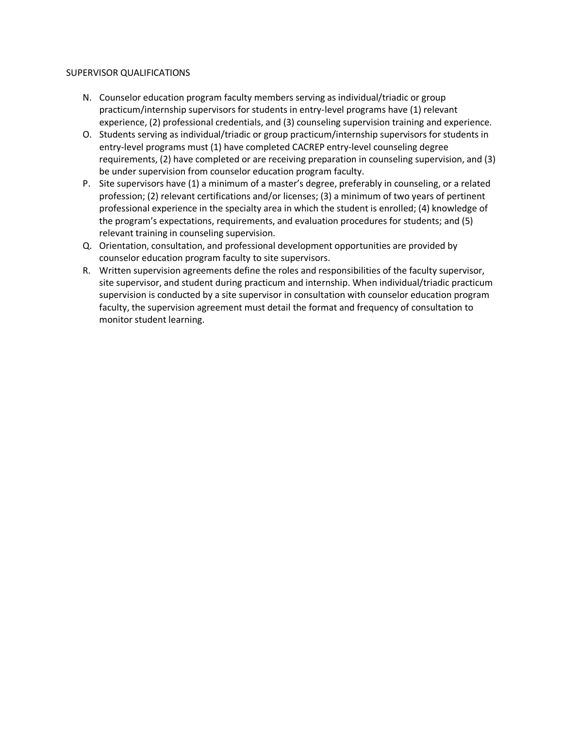SUPERVISOR QUALIFICATIONS

N. Counselor education program faculty members serving as individual/triadic or group practicum/internship supervisors for students in entry-level programs have (1) relevant experience, (2) professional credentials, and (3) counseling supervision training and experience.
O. Students serving as individual/triadic or group practicum/internship supervisors for students in entry-level programs must (1) have completed CACREP entry-level counseling degree requirements, (2) have completed or are receiving preparation in counseling supervision, and (3) be under supervision from counselor education program faculty.
P. Site supervisors have (1) a minimum of a master's degree, preferably in counseling, or a related profession; (2) relevant certifications and/or licenses; (3) a minimum of two years of pertinent professional experience in the specialty area in which the student is enrolled; (4) knowledge of the program's expectations, requirements, and evaluation procedures for students; and (5) relevant training in counseling supervision.
Q. Orientation, consultation, and professional development opportunities are provided by counselor education program faculty to site supervisors.
R. Written supervision agreements define the roles and responsibilities of the faculty supervisor, site supervisor, and student during practicum and internship. When individual/triadic practicum supervision is conducted by a site supervisor in consultation with counselor education program faculty, the supervision agreement must detail the format and frequency of consultation to monitor student learning.